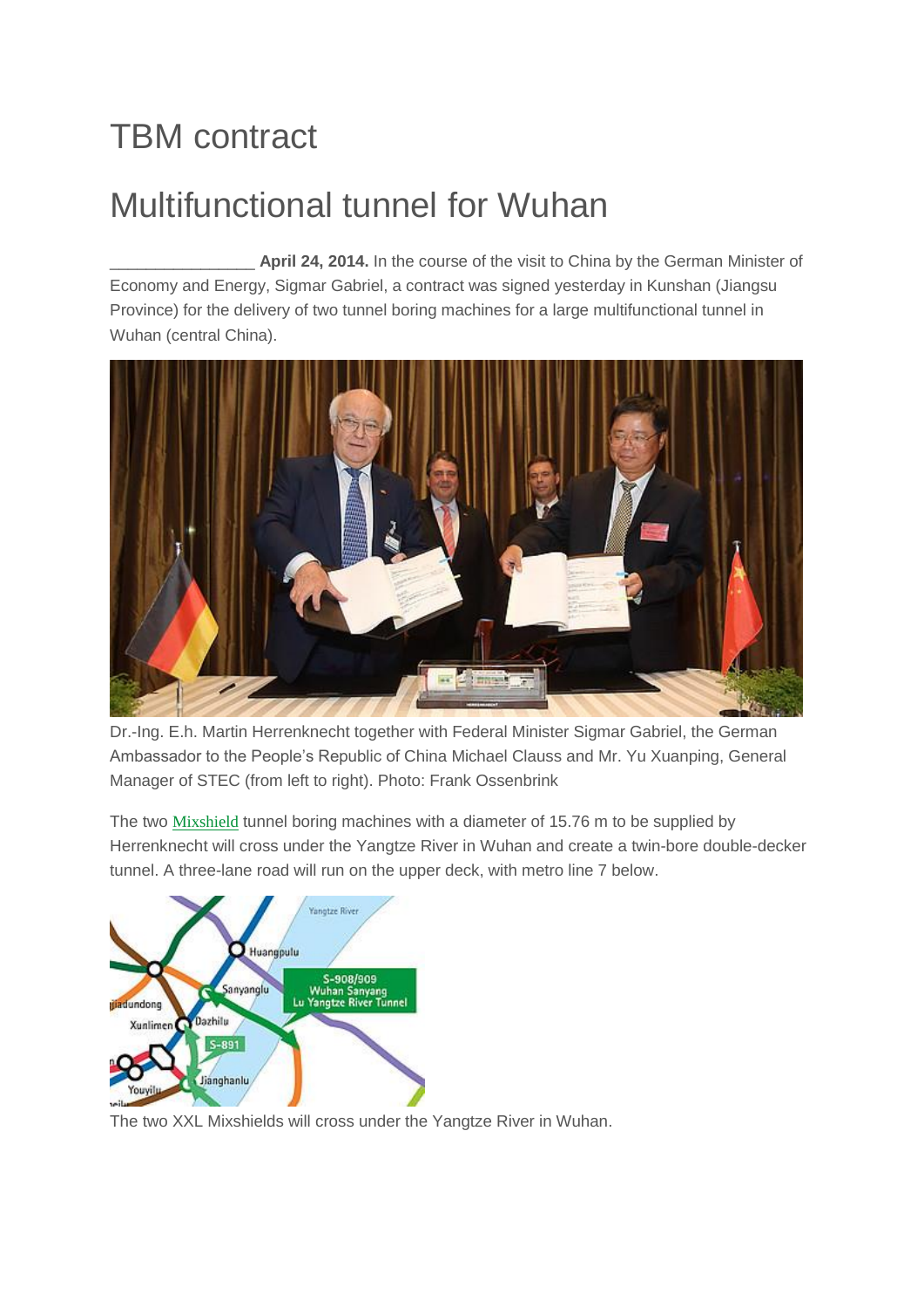# TBM contract

# Multifunctional tunnel for Wuhan

_______________ **April 24, 2014.** In the course of the visit to China by the German Minister of Economy and Energy, Sigmar Gabriel, a contract was signed yesterday in Kunshan (Jiangsu Province) for the delivery of two tunnel boring machines for a large multifunctional tunnel in Wuhan (central China).

Dr.-Ing. E.h. Martin Herrenknecht together with Federal Minister Sigmar Gabriel, the German Ambassador to the People's Republic of China Michael Clauss and Mr. Yu Xuanping, General Manager of STEC (from left to right). Photo: Frank Ossenbrink

The two Mixshield tunnel boring machines with a diameter of 15.76 m to be supplied by Herrenknecht will cross under the Yangtze River in Wuhan and create a twin-bore double-decker tunnel. A three-lane road will run on the upper deck, with metro line 7 below.

The two XXL Mixshields will cross under the Yangtze River in Wuhan.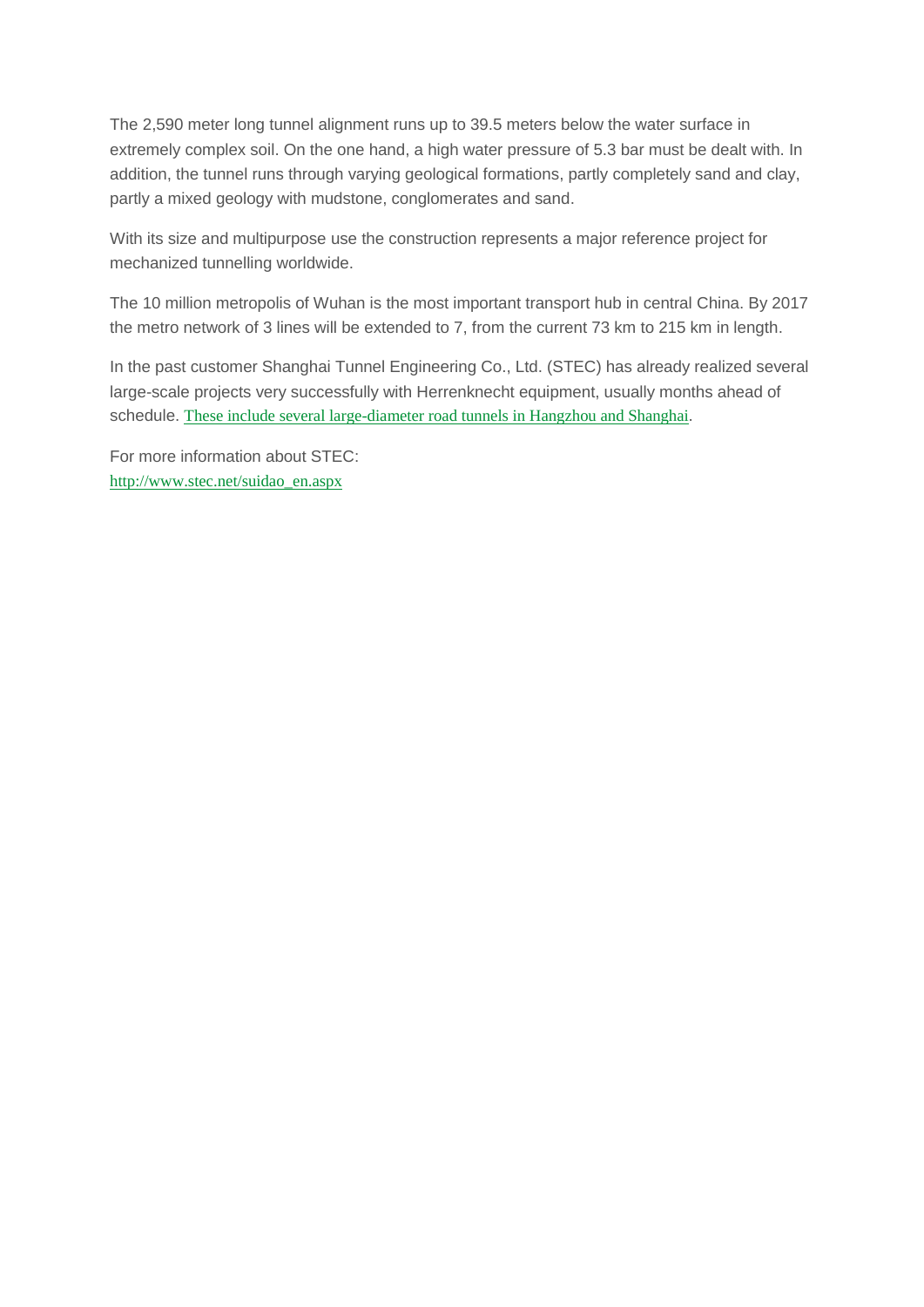The 2,590 meter long tunnel alignment runs up to 39.5 meters below the water surface in extremely complex soil. On the one hand, a high water pressure of 5.3 bar must be dealt with. In addition, the tunnel runs through varying geological formations, partly completely sand and clay, partly a mixed geology with mudstone, conglomerates and sand.

With its size and multipurpose use the construction represents a major reference project for mechanized tunnelling worldwide.

The 10 million metropolis of Wuhan is the most important transport hub in central China. By 2017 the metro network of 3 lines will be extended to 7, from the current 73 km to 215 km in length.

In the past customer Shanghai Tunnel Engineering Co., Ltd. (STEC) has already realized several large-scale projects very successfully with Herrenknecht equipment, usually months ahead of schedule. These include several large-diameter road tunnels in Hangzhou and Shanghai.

For more information about STEC:
http://www.stec.net/suidao_en.aspx